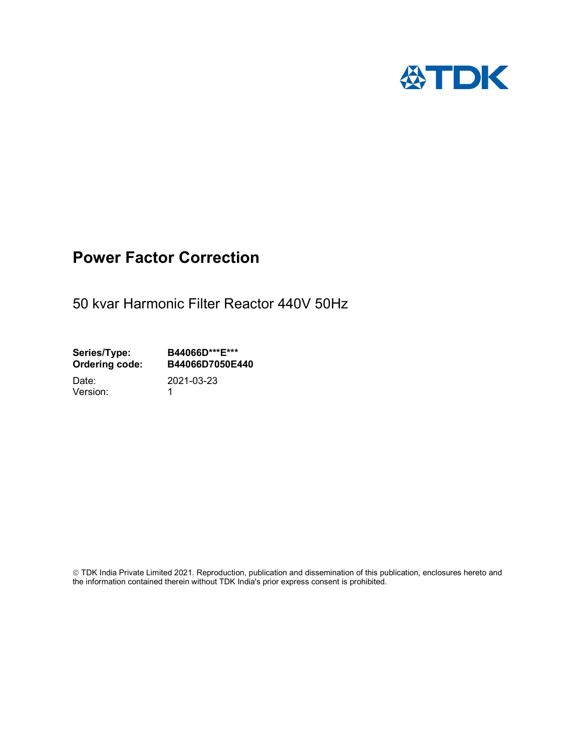TDK

# Power Factor Correction

50 kvar Harmonic Filter Reactor 440V 50Hz

**Series/Type:** **B44066D***E*****
**Ordering code:** **B44066D7050E440**

Date: 2021-03-23
Version: 1

© TDK India Private Limited 2021. Reproduction, publication and dissemination of this publication, enclosures hereto and the information contained therein without TDK India's prior express consent is prohibited.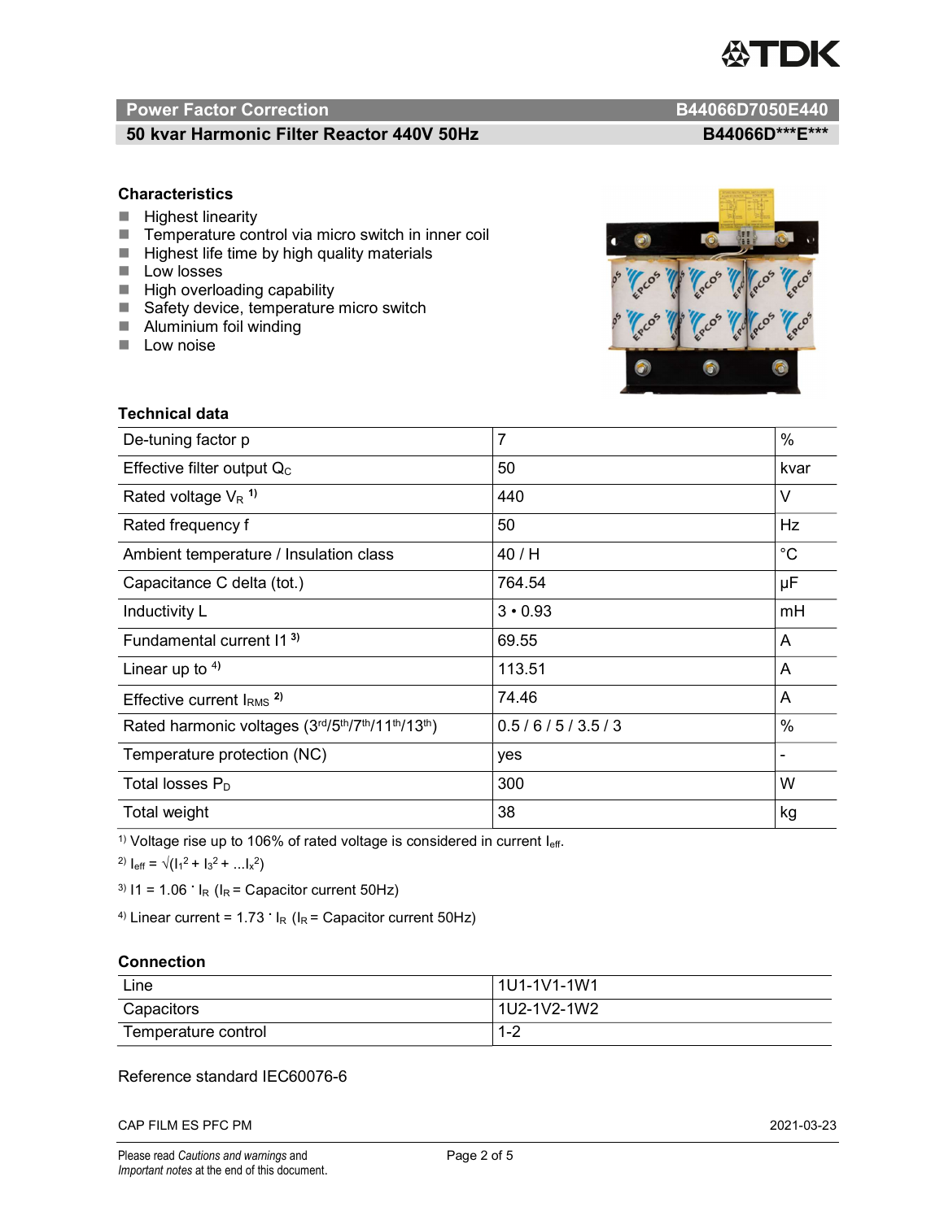# Power Factor Correction B44066D7050E440

## 50 kvar Harmonic Filter Reactor 440V 50Hz B44066D***E***

### Characteristics

- Highest linearity
- Temperature control via micro switch in inner coil
- Highest life time by high quality materials
- Low losses
- High overloading capability
- Safety device, temperature micro switch
- Aluminium foil winding
- Low noise

### Technical data

| | | |
|---|---|---|
| De-tuning factor p | 7 | % |
| Effective filter output $Q_C$ | 50 | kvar |
| Rated voltage $V_R$ [1)] | 440 | V |
| Rated frequency f | 50 | Hz |
| Ambient temperature / Insulation class | 40 / H | °C |
| Capacitance C delta (tot.) | 764.54 | µF |
| Inductivity L | 3 • 0.93 | mH |
| Fundamental current I1 [3)] | 69.55 | A |
| Linear up to [4)] | 113.51 | A |
| Effective current $I_{RMS}$ [2)] | 74.46 | A |
| Rated harmonic voltages (3rd/5th/7th/11th/13th) | 0.5 / 6 / 5 / 3.5 / 3 | % |
| Temperature protection (NC) | yes | - |
| Total losses $P_D$ | 300 | W |
| Total weight | 38 | kg |

[1)] Voltage rise up to 106% of rated voltage is considered in current $I_{eff}$.

[2)] $I_{eff} = \sqrt{(I_1^2 + I_3^2 + \ldots I_x^2)}$

[3)] $I1 = 1.06 \cdot I_R$ ($I_R$ = Capacitor current 50Hz)

[4)] Linear current = $1.73 \cdot I_R$ ($I_R$ = Capacitor current 50Hz)

### Connection

| | |
|---|---|
| Line | 1U1-1V1-1W1 |
| Capacitors | 1U2-1V2-1W2 |
| Temperature control | 1-2 |

Reference standard IEC60076-6

CAP FILM ES PFC PM 2021-03-23

Please read *Cautions and warnings* and *Important notes* at the end of this document.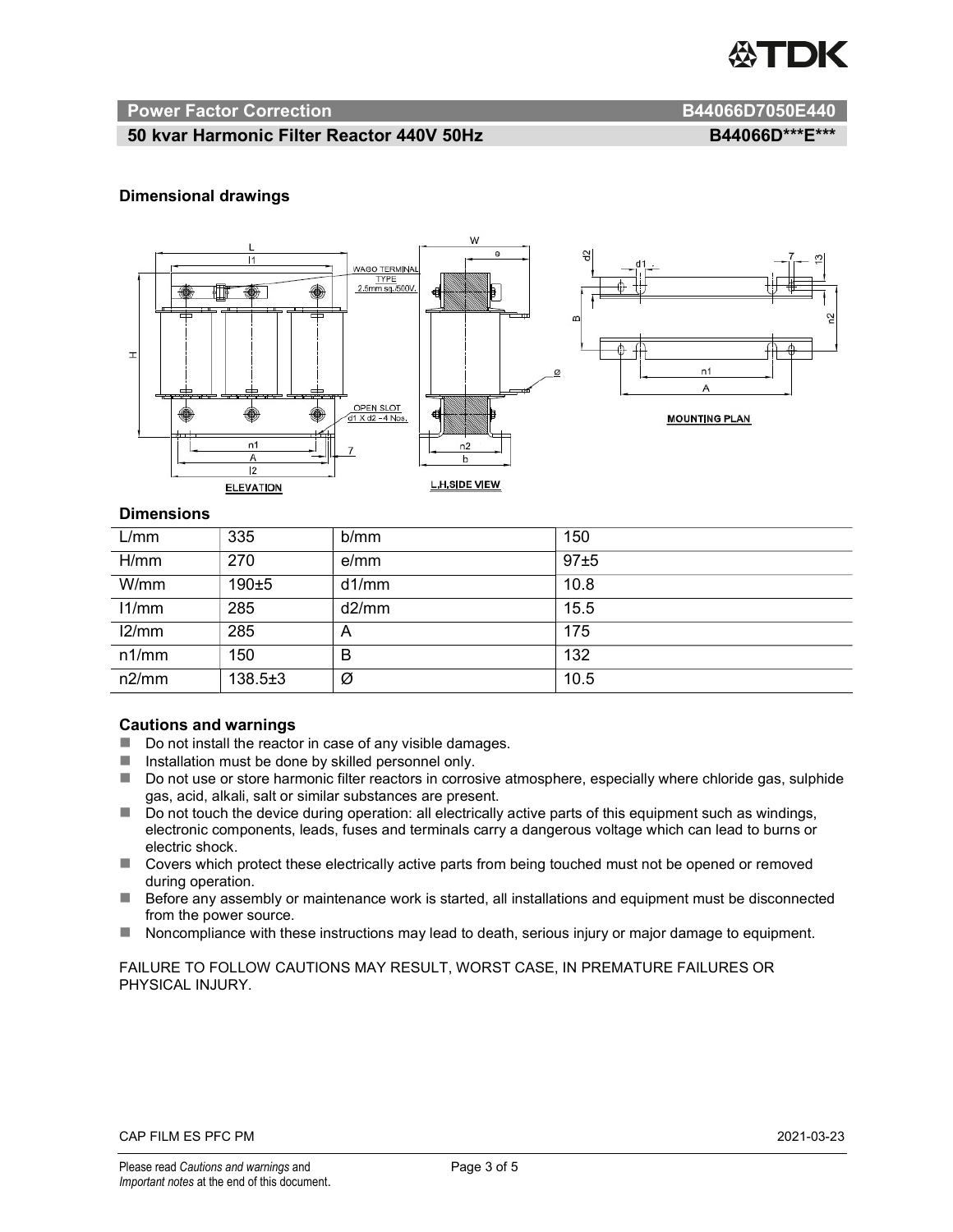## Power Factor Correction B44066D7050E440

## 50 kvar Harmonic Filter Reactor 440V 50Hz B44066D***E***

### Dimensional drawings

### Dimensions

| L/mm | 335 | b/mm | 150 |
|---|---|---|---|
| H/mm | 270 | e/mm | 97±5 |
| W/mm | 190±5 | d1/mm | 10.8 |
| l1/mm | 285 | d2/mm | 15.5 |
| l2/mm | 285 | A | 175 |
| n1/mm | 150 | B | 132 |
| n2/mm | 138.5±3 | Ø | 10.5 |

### Cautions and warnings

- Do not install the reactor in case of any visible damages.
- Installation must be done by skilled personnel only.
- Do not use or store harmonic filter reactors in corrosive atmosphere, especially where chloride gas, sulphide gas, acid, alkali, salt or similar substances are present.
- Do not touch the device during operation: all electrically active parts of this equipment such as windings, electronic components, leads, fuses and terminals carry a dangerous voltage which can lead to burns or electric shock.
- Covers which protect these electrically active parts from being touched must not be opened or removed during operation.
- Before any assembly or maintenance work is started, all installations and equipment must be disconnected from the power source.
- Noncompliance with these instructions may lead to death, serious injury or major damage to equipment.

FAILURE TO FOLLOW CAUTIONS MAY RESULT, WORST CASE, IN PREMATURE FAILURES OR PHYSICAL INJURY.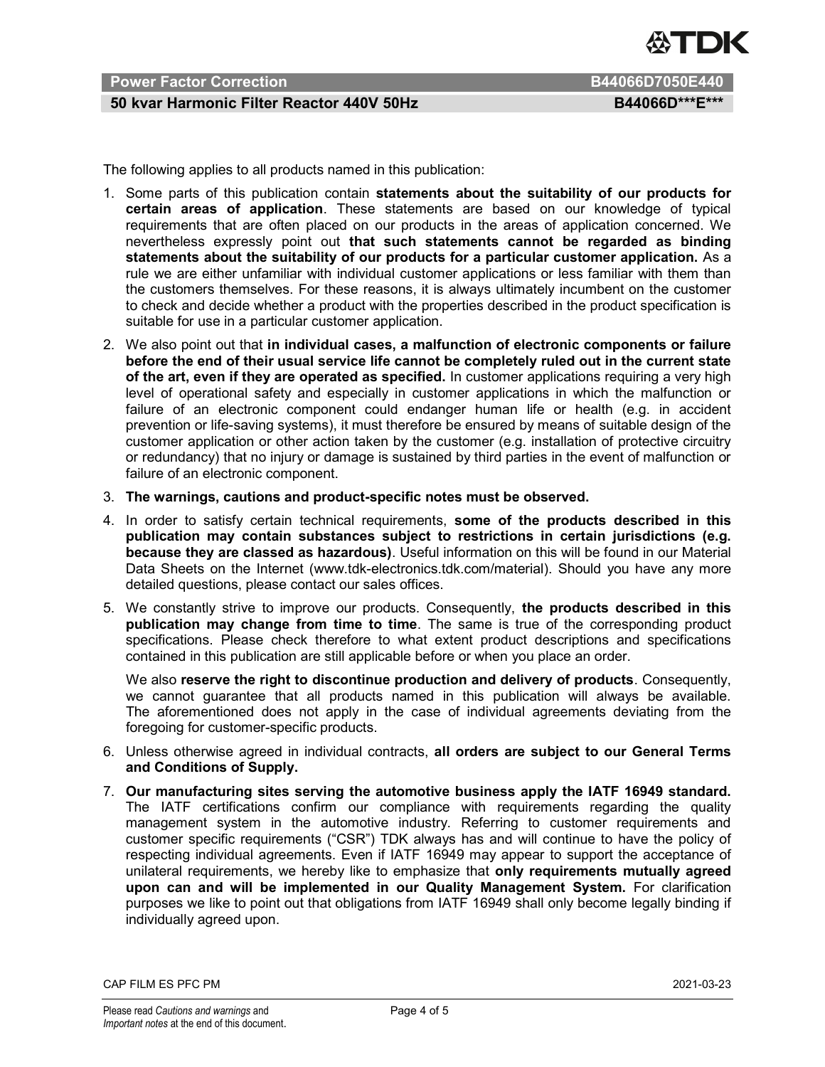The following applies to all products named in this publication:

1. Some parts of this publication contain **statements about the suitability of our products for certain areas of application**. These statements are based on our knowledge of typical requirements that are often placed on our products in the areas of application concerned. We nevertheless expressly point out **that such statements cannot be regarded as binding statements about the suitability of our products for a particular customer application.** As a rule we are either unfamiliar with individual customer applications or less familiar with them than the customers themselves. For these reasons, it is always ultimately incumbent on the customer to check and decide whether a product with the properties described in the product specification is suitable for use in a particular customer application.

2. We also point out that **in individual cases, a malfunction of electronic components or failure before the end of their usual service life cannot be completely ruled out in the current state of the art, even if they are operated as specified.** In customer applications requiring a very high level of operational safety and especially in customer applications in which the malfunction or failure of an electronic component could endanger human life or health (e.g. in accident prevention or life-saving systems), it must therefore be ensured by means of suitable design of the customer application or other action taken by the customer (e.g. installation of protective circuitry or redundancy) that no injury or damage is sustained by third parties in the event of malfunction or failure of an electronic component.

3. **The warnings, cautions and product-specific notes must be observed.**

4. In order to satisfy certain technical requirements, **some of the products described in this publication may contain substances subject to restrictions in certain jurisdictions (e.g. because they are classed as hazardous)**. Useful information on this will be found in our Material Data Sheets on the Internet (www.tdk-electronics.tdk.com/material). Should you have any more detailed questions, please contact our sales offices.

5. We constantly strive to improve our products. Consequently, **the products described in this publication may change from time to time**. The same is true of the corresponding product specifications. Please check therefore to what extent product descriptions and specifications contained in this publication are still applicable before or when you place an order.

   We also **reserve the right to discontinue production and delivery of products**. Consequently, we cannot guarantee that all products named in this publication will always be available. The aforementioned does not apply in the case of individual agreements deviating from the foregoing for customer-specific products.

6. Unless otherwise agreed in individual contracts, **all orders are subject to our General Terms and Conditions of Supply.**

7. **Our manufacturing sites serving the automotive business apply the IATF 16949 standard.** The IATF certifications confirm our compliance with requirements regarding the quality management system in the automotive industry. Referring to customer requirements and customer specific requirements ("CSR") TDK always has and will continue to have the policy of respecting individual agreements. Even if IATF 16949 may appear to support the acceptance of unilateral requirements, we hereby like to emphasize that **only requirements mutually agreed upon can and will be implemented in our Quality Management System.** For clarification purposes we like to point out that obligations from IATF 16949 shall only become legally binding if individually agreed upon.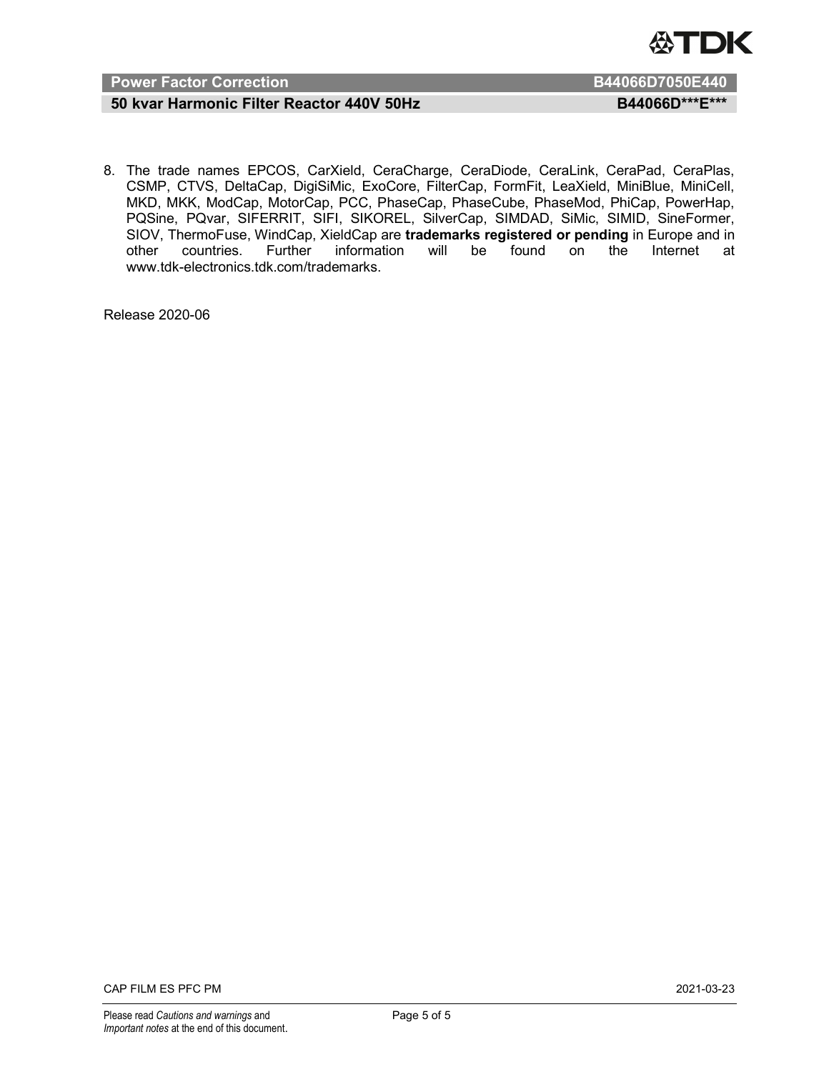8. The trade names EPCOS, CarXield, CeraCharge, CeraDiode, CeraLink, CeraPad, CeraPlas, CSMP, CTVS, DeltaCap, DigiSiMic, ExoCore, FilterCap, FormFit, LeaXield, MiniBlue, MiniCell, MKD, MKK, ModCap, MotorCap, PCC, PhaseCap, PhaseCube, PhaseMod, PhiCap, PowerHap, PQSine, PQvar, SIFERRIT, SIFI, SIKOREL, SilverCap, SIMDAD, SiMic, SIMID, SineFormer, SIOV, ThermoFuse, WindCap, XieldCap are **trademarks registered or pending** in Europe and in other countries. Further information will be found on the Internet at www.tdk-electronics.tdk.com/trademarks.

Release 2020-06